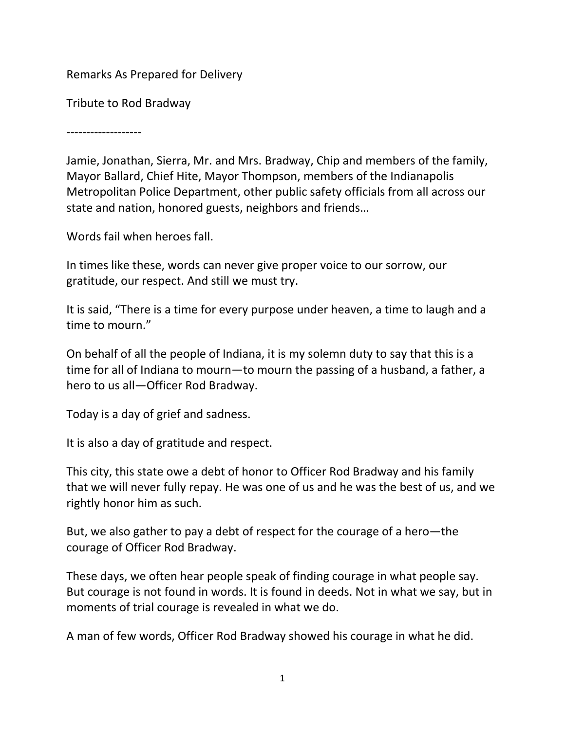Remarks As Prepared for Delivery

Tribute to Rod Bradway

-------------------

Jamie, Jonathan, Sierra, Mr. and Mrs. Bradway, Chip and members of the family, Mayor Ballard, Chief Hite, Mayor Thompson, members of the Indianapolis Metropolitan Police Department, other public safety officials from all across our state and nation, honored guests, neighbors and friends…

Words fail when heroes fall.

In times like these, words can never give proper voice to our sorrow, our gratitude, our respect. And still we must try.

It is said, "There is a time for every purpose under heaven, a time to laugh and a time to mourn."

On behalf of all the people of Indiana, it is my solemn duty to say that this is a time for all of Indiana to mourn—to mourn the passing of a husband, a father, a hero to us all—Officer Rod Bradway.

Today is a day of grief and sadness.

It is also a day of gratitude and respect.

This city, this state owe a debt of honor to Officer Rod Bradway and his family that we will never fully repay. He was one of us and he was the best of us, and we rightly honor him as such.

But, we also gather to pay a debt of respect for the courage of a hero—the courage of Officer Rod Bradway.

These days, we often hear people speak of finding courage in what people say. But courage is not found in words. It is found in deeds. Not in what we say, but in moments of trial courage is revealed in what we do.

A man of few words, Officer Rod Bradway showed his courage in what he did.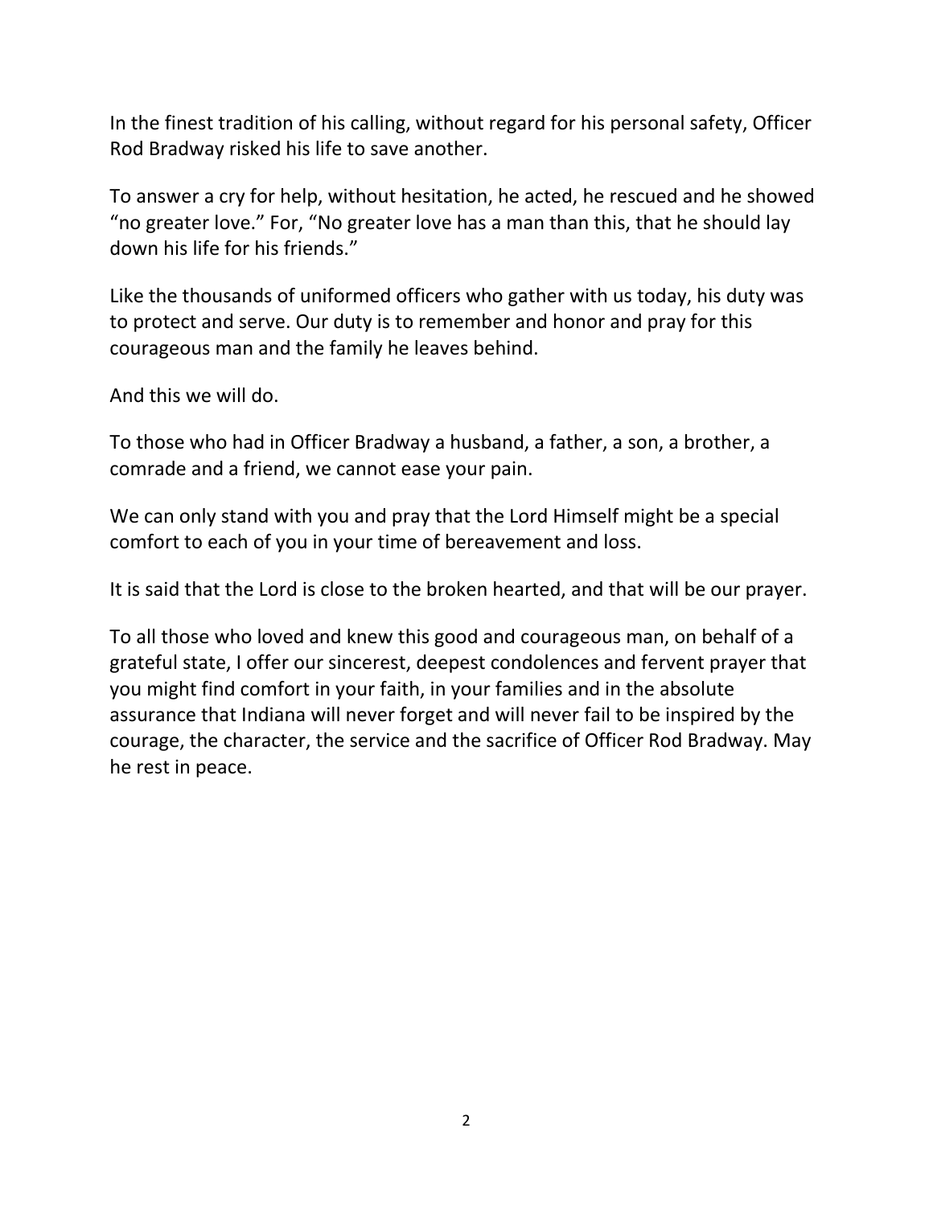In the finest tradition of his calling, without regard for his personal safety, Officer Rod Bradway risked his life to save another.

To answer a cry for help, without hesitation, he acted, he rescued and he showed "no greater love." For, "No greater love has a man than this, that he should lay down his life for his friends."

Like the thousands of uniformed officers who gather with us today, his duty was to protect and serve. Our duty is to remember and honor and pray for this courageous man and the family he leaves behind.

And this we will do.

To those who had in Officer Bradway a husband, a father, a son, a brother, a comrade and a friend, we cannot ease your pain.

We can only stand with you and pray that the Lord Himself might be a special comfort to each of you in your time of bereavement and loss.

It is said that the Lord is close to the broken hearted, and that will be our prayer.

To all those who loved and knew this good and courageous man, on behalf of a grateful state, I offer our sincerest, deepest condolences and fervent prayer that you might find comfort in your faith, in your families and in the absolute assurance that Indiana will never forget and will never fail to be inspired by the courage, the character, the service and the sacrifice of Officer Rod Bradway. May he rest in peace.